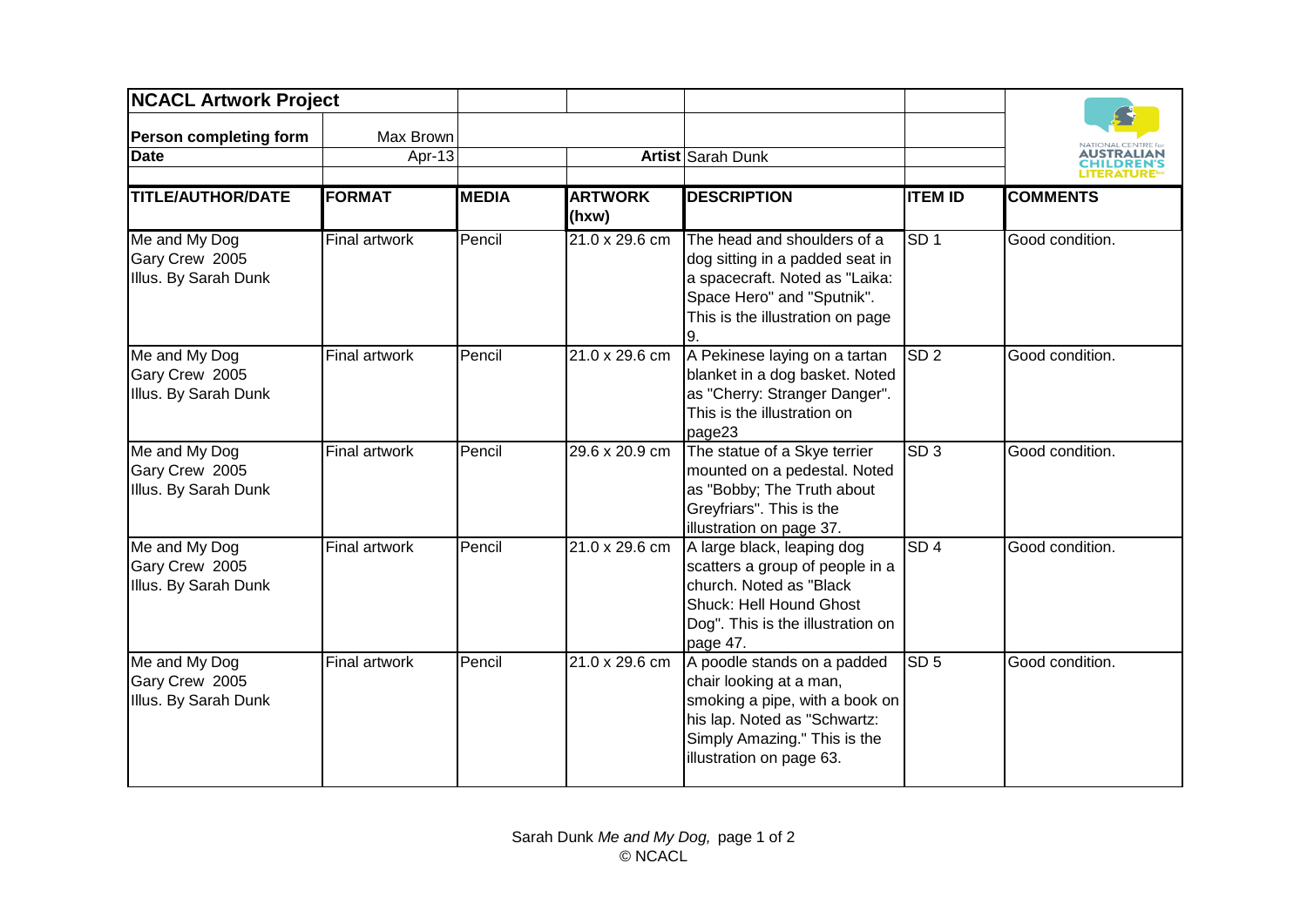# NCACL Artwork Project

| | | | | | |
|---|---|---|---|---|---|
| **Person completing form** | Max Brown | | | | |
| **Date** | Apr-13 | | **Artist** | Sarah Dunk | |

| TITLE/AUTHOR/DATE | FORMAT | MEDIA | ARTWORK (hxw) | DESCRIPTION | ITEM ID | COMMENTS |
|---|---|---|---|---|---|---|
| Me and My Dog<br>Gary Crew 2005<br>Illus. By Sarah Dunk | Final artwork | Pencil | 21.0 x 29.6 cm | The head and shoulders of a dog sitting in a padded seat in a spacecraft. Noted as "Laika: Space Hero" and "Sputnik". This is the illustration on page 9. | SD 1 | Good condition. |
| Me and My Dog<br>Gary Crew 2005<br>Illus. By Sarah Dunk | Final artwork | Pencil | 21.0 x 29.6 cm | A Pekinese laying on a tartan blanket in a dog basket. Noted as "Cherry: Stranger Danger". This is the illustration on page23 | SD 2 | Good condition. |
| Me and My Dog<br>Gary Crew 2005<br>Illus. By Sarah Dunk | Final artwork | Pencil | 29.6 x 20.9 cm | The statue of a Skye terrier mounted on a pedestal. Noted as "Bobby; The Truth about Greyfriars". This is the illustration on page 37. | SD 3 | Good condition. |
| Me and My Dog<br>Gary Crew 2005<br>Illus. By Sarah Dunk | Final artwork | Pencil | 21.0 x 29.6 cm | A large black, leaping dog scatters a group of people in a church. Noted as "Black Shuck: Hell Hound Ghost Dog". This is the illustration on page 47. | SD 4 | Good condition. |
| Me and My Dog<br>Gary Crew 2005<br>Illus. By Sarah Dunk | Final artwork | Pencil | 21.0 x 29.6 cm | A poodle stands on a padded chair looking at a man, smoking a pipe, with a book on his lap. Noted as "Schwartz: Simply Amazing." This is the illustration on page 63. | SD 5 | Good condition. |

© NCACL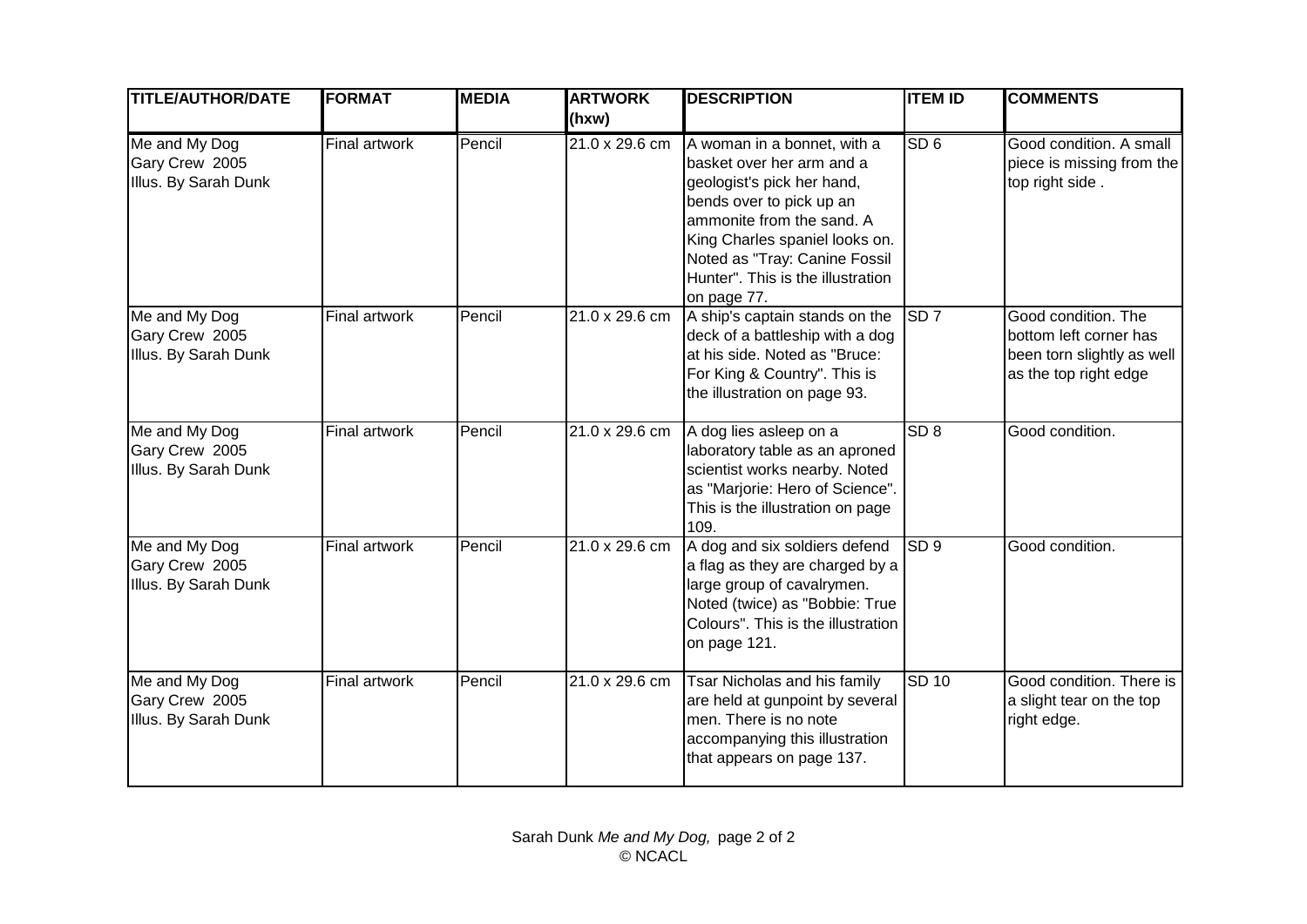| TITLE/AUTHOR/DATE | FORMAT | MEDIA | ARTWORK (hxw) | DESCRIPTION | ITEM ID | COMMENTS |
|---|---|---|---|---|---|---|
| Me and My Dog Gary Crew 2005 Illus. By Sarah Dunk | Final artwork | Pencil | 21.0 x 29.6 cm | A woman in a bonnet, with a basket over her arm and a geologist's pick her hand, bends over to pick up an ammonite from the sand. A King Charles spaniel looks on. Noted as "Tray: Canine Fossil Hunter". This is the illustration on page 77. | SD 6 | Good condition. A small piece is missing from the top right side . |
| Me and My Dog Gary Crew 2005 Illus. By Sarah Dunk | Final artwork | Pencil | 21.0 x 29.6 cm | A ship's captain stands on the deck of a battleship with a dog at his side. Noted as "Bruce: For King & Country". This is the illustration on page 93. | SD 7 | Good condition. The bottom left corner has been torn slightly as well as the top right edge |
| Me and My Dog Gary Crew 2005 Illus. By Sarah Dunk | Final artwork | Pencil | 21.0 x 29.6 cm | A dog lies asleep on a laboratory table as an aproned scientist works nearby. Noted as "Marjorie: Hero of Science". This is the illustration on page 109. | SD 8 | Good condition. |
| Me and My Dog Gary Crew 2005 Illus. By Sarah Dunk | Final artwork | Pencil | 21.0 x 29.6 cm | A dog and six soldiers defend a flag as they are charged by a large group of cavalrymen. Noted (twice) as "Bobbie: True Colours". This is the illustration on page 121. | SD 9 | Good condition. |
| Me and My Dog Gary Crew 2005 Illus. By Sarah Dunk | Final artwork | Pencil | 21.0 x 29.6 cm | Tsar Nicholas and his family are held at gunpoint by several men. There is no note accompanying this illustration that appears on page 137. | SD 10 | Good condition. There is a slight tear on the top right edge. |

Sarah Dunk *Me and My Dog,* page 2 of 2
© NCACL